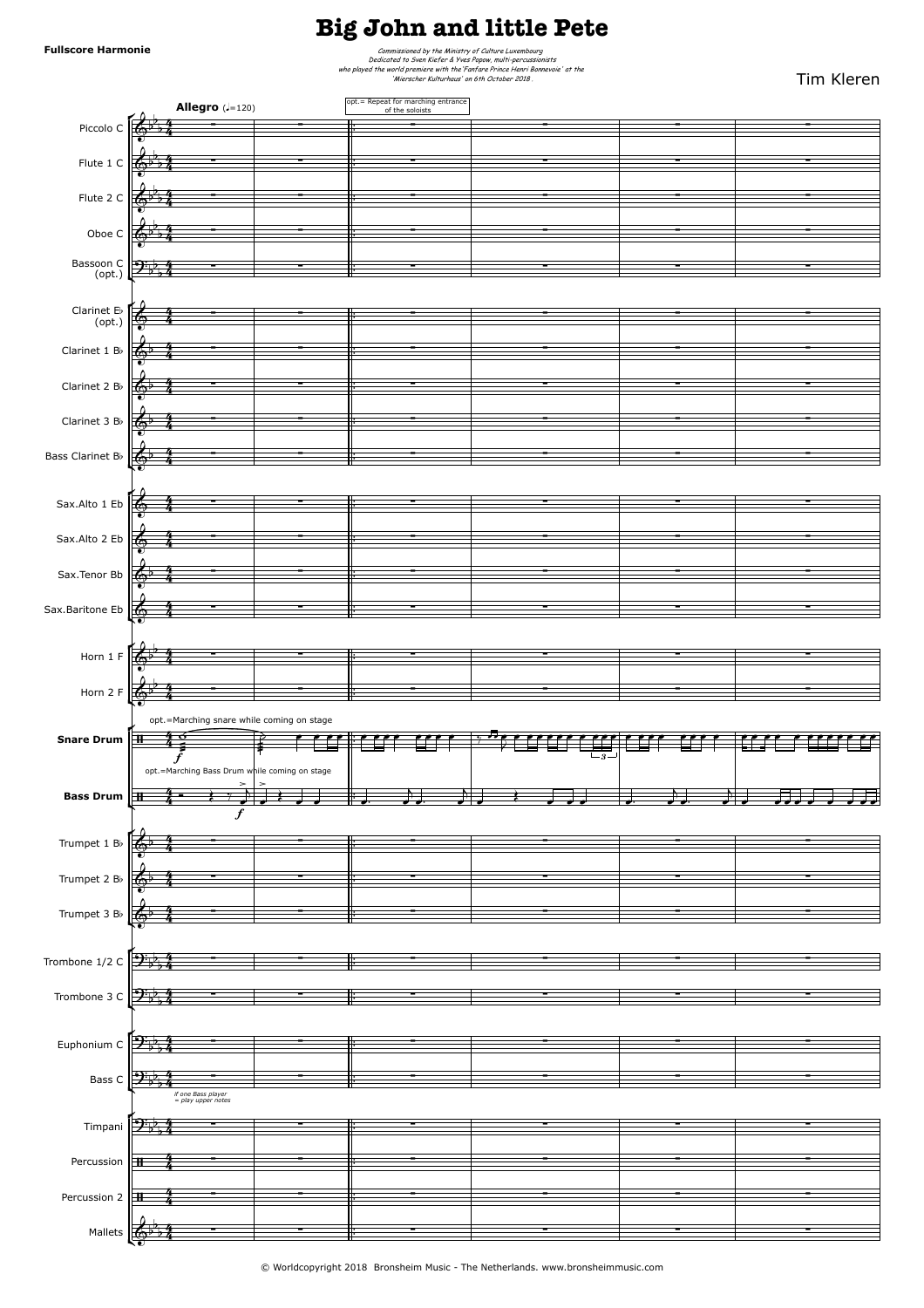Fullscore Harmonie

# Big John and little Pete

*Commissioned by the Ministry of Culture Luxembourg*
*Dedicated to Sven Kiefer & Yves Popow, multi-percussionists*
*who played the world premiere with the 'Fanfare Prince Henri Bonnevoie' at the*
*'Mierscher Kulturhaus' on 6th October 2018.*

Tim Kleren

**Allegro** (♩=120)

opt.= Repeat for marching entrance of the soloists

Piccolo C

Flute 1 C

Flute 2 C

Oboe C

Bassoon C (opt.)

Clarinet E♭ (opt.)

Clarinet 1 B♭

Clarinet 2 B♭

Clarinet 3 B♭

Bass Clarinet B♭

Sax.Alto 1 Eb

Sax.Alto 2 Eb

Sax.Tenor Bb

Sax.Baritone Eb

Horn 1 F

Horn 2 F

opt.=Marching snare while coming on stage

**Snare Drum**

opt.=Marching Bass Drum while coming on stage

**Bass Drum**

Trumpet 1 B♭

Trumpet 2 B♭

Trumpet 3 B♭

Trombone 1/2 C

Trombone 3 C

Euphonium C

Bass C

*if one Bass player = play upper notes*

Timpani

Percussion

Percussion 2

Mallets

© Worldcopyright 2018 Bronsheim Music - The Netherlands. www.bronsheimmusic.com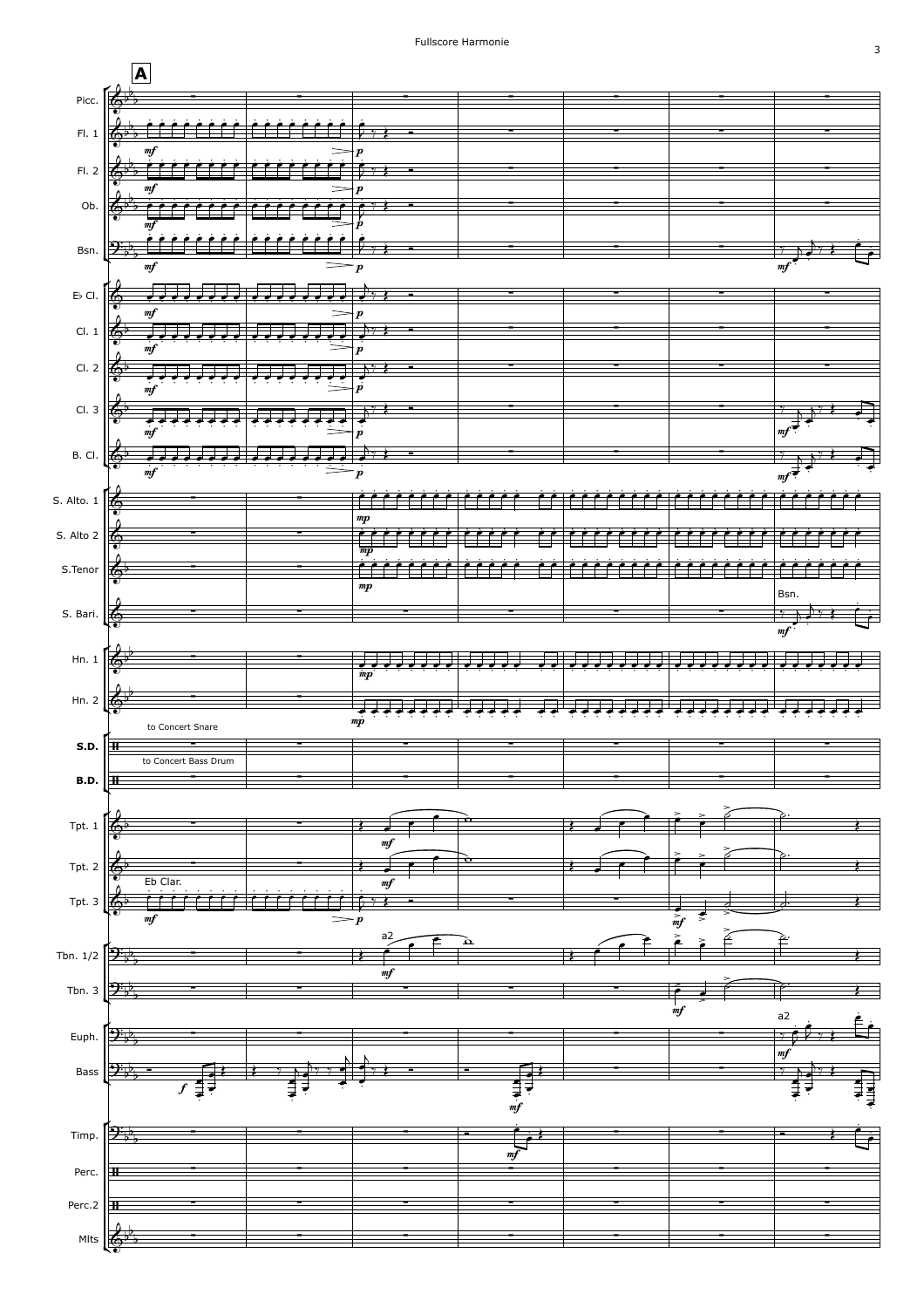**A**

Picc.
Fl. 1
Fl. 2
Ob.
Bsn.
E♭ Cl.
Cl. 1
Cl. 2
Cl. 3
B. Cl.
S. Alto. 1
S. Alto 2
S.Tenor
S. Bari.
Hn. 1
Hn. 2
S.D.
B.D.
Tpt. 1
Tpt. 2
Tpt. 3
Tbn. 1/2
Tbn. 3
Euph.
Bass
Timp.
Perc.
Perc.2
Mlts

to Concert Snare

to Concert Bass Drum

Eb Clar.

Bsn.

a2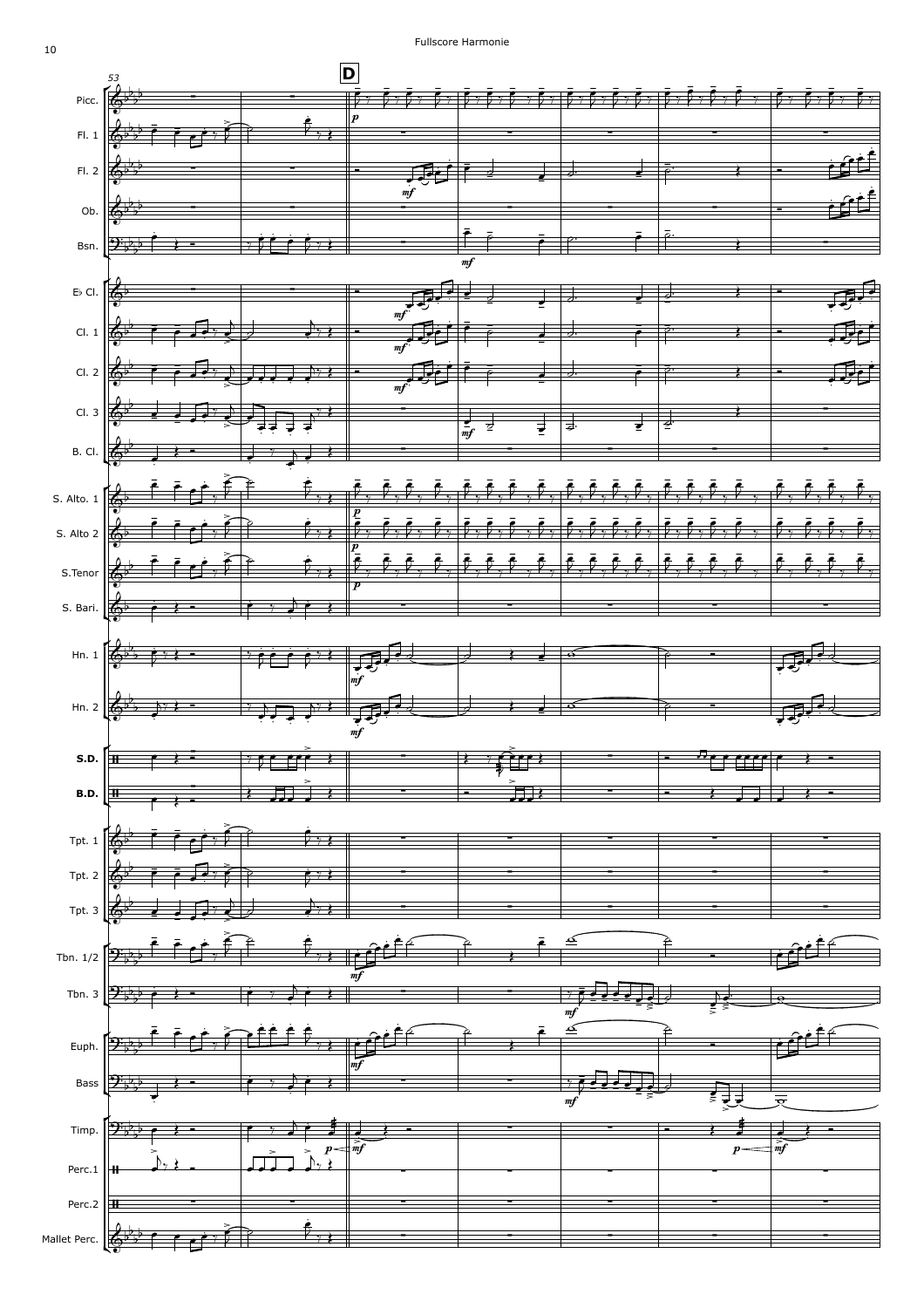53

**D**

Picc.

Fl. 1

Fl. 2

Ob.

Bsn.

E♭ Cl.

Cl. 1

Cl. 2

Cl. 3

B. Cl.

S. Alto. 1

S. Alto 2

S.Tenor

S. Bari.

Hn. 1

Hn. 2

**S.D.**

**B.D.**

Tpt. 1

Tpt. 2

Tpt. 3

Tbn. 1/2

Tbn. 3

Euph.

Bass

Timp.

Perc.1

Perc.2

Mallet Perc.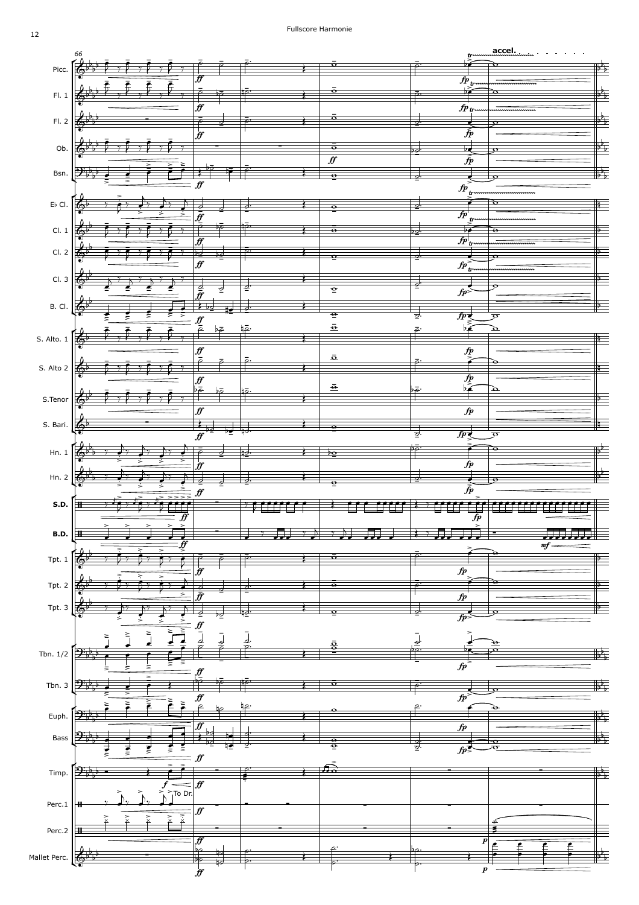66

accel.

Picc.

Fl. 1

Fl. 2

Ob.

Bsn.

E♭ Cl.

Cl. 1

Cl. 2

Cl. 3

B. Cl.

S. Alto. 1

S. Alto 2

S.Tenor

S. Bari.

Hn. 1

Hn. 2

S.D.

B.D.

Tpt. 1

Tpt. 2

Tpt. 3

Tbn. 1/2

Tbn. 3

Euph.

Bass

Timp.

Perc.1

To Dr.

Perc.2

Mallet Perc.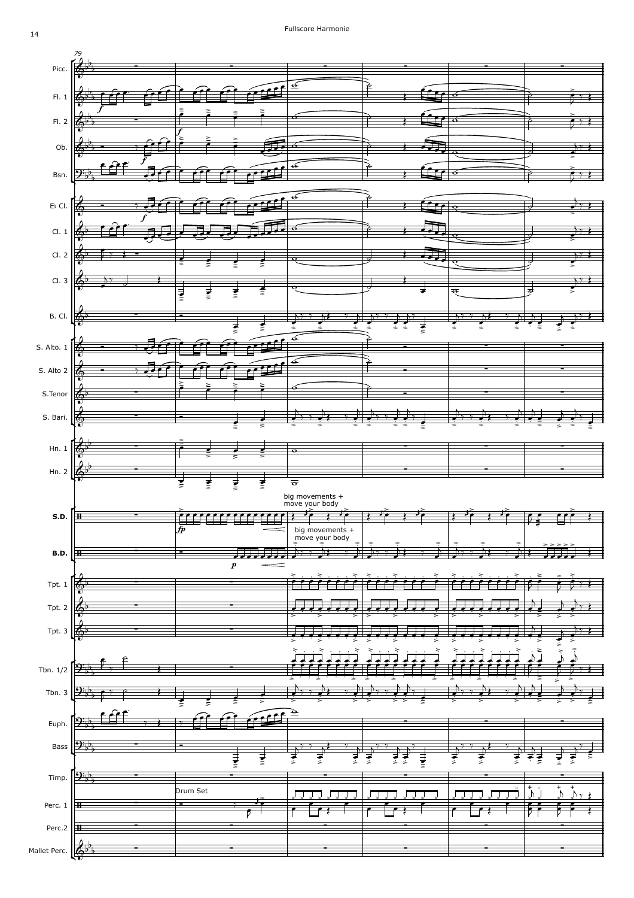79

Picc.
Fl. 1
Fl. 2
Ob.
Bsn.
E♭ Cl.
Cl. 1
Cl. 2
Cl. 3
B. Cl.
S. Alto. 1
S. Alto 2
S.Tenor
S. Bari.
Hn. 1
Hn. 2
S.D.
B.D.
Tpt. 1
Tpt. 2
Tpt. 3
Tbn. 1/2
Tbn. 3
Euph.
Bass
Timp.
Perc. 1
Perc.2
Mallet Perc.

big movements + move your body

big movements + move your body

Drum Set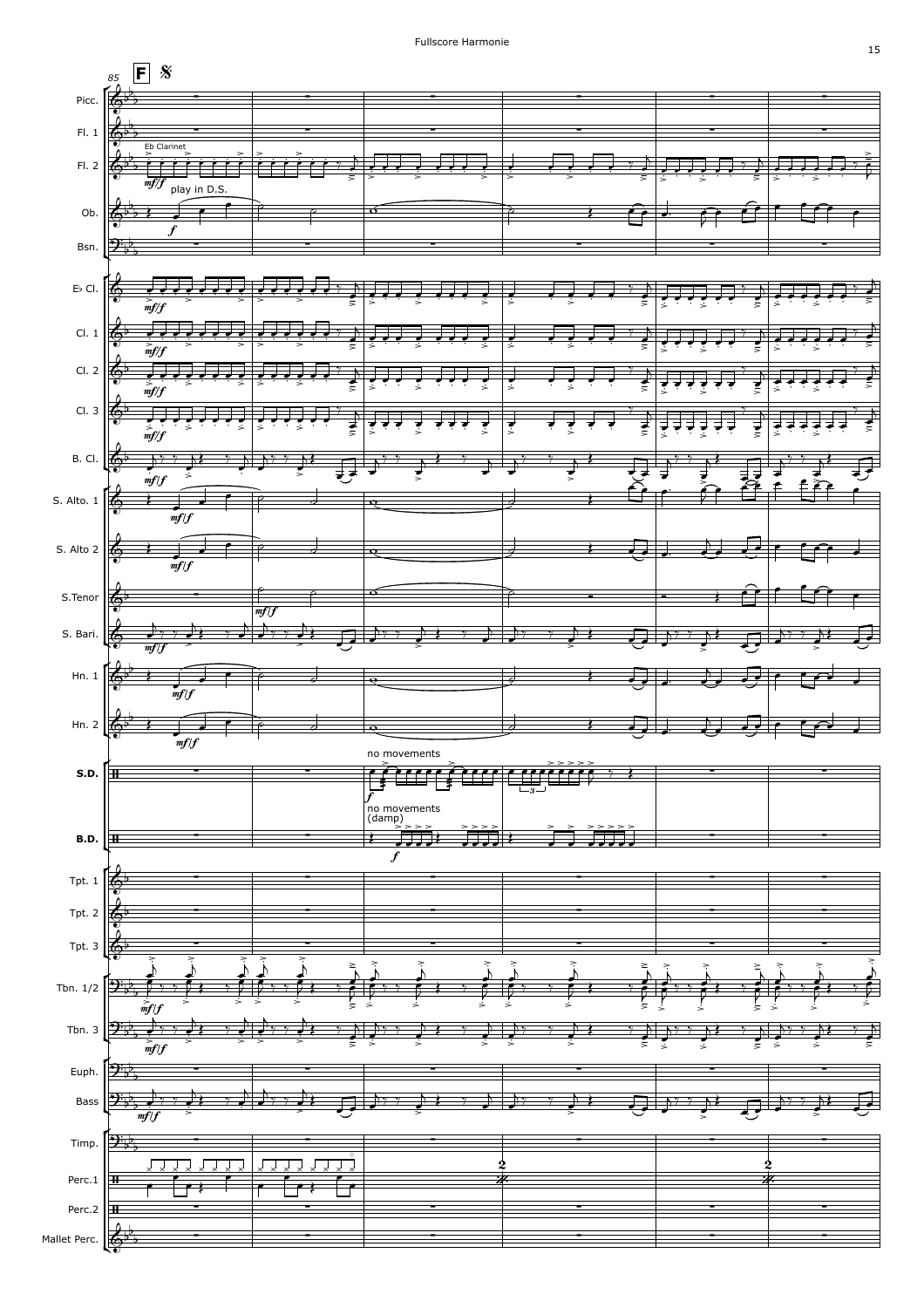85 **F** 𝄋

Picc.

Fl. 1

Fl. 2 — Eb Clarinet — *mf/f* play in D.S.

Ob. — *f*

Bsn.

E♭ Cl. — *mf/f*

Cl. 1 — *mf/f*

Cl. 2 — *mf/f*

Cl. 3 — *mf/f*

B. Cl. — *mf/f*

S. Alto. 1 — *mf/f*

S. Alto 2 — *mf/f*

S.Tenor — *mf/f*

S. Bari. — *mf/f*

Hn. 1 — *mf/f*

Hn. 2 — *mf/f*

S.D. — no movements — *f* — 3

B.D. — no movements (damp) — *f*

Tpt. 1

Tpt. 2

Tpt. 3

Tbn. 1/2 — *mf/f*

Tbn. 3 — *mf/f*

Euph.

Bass — *mf/f*

Timp.

Perc.1 — 2 — 2

Perc.2

Mallet Perc.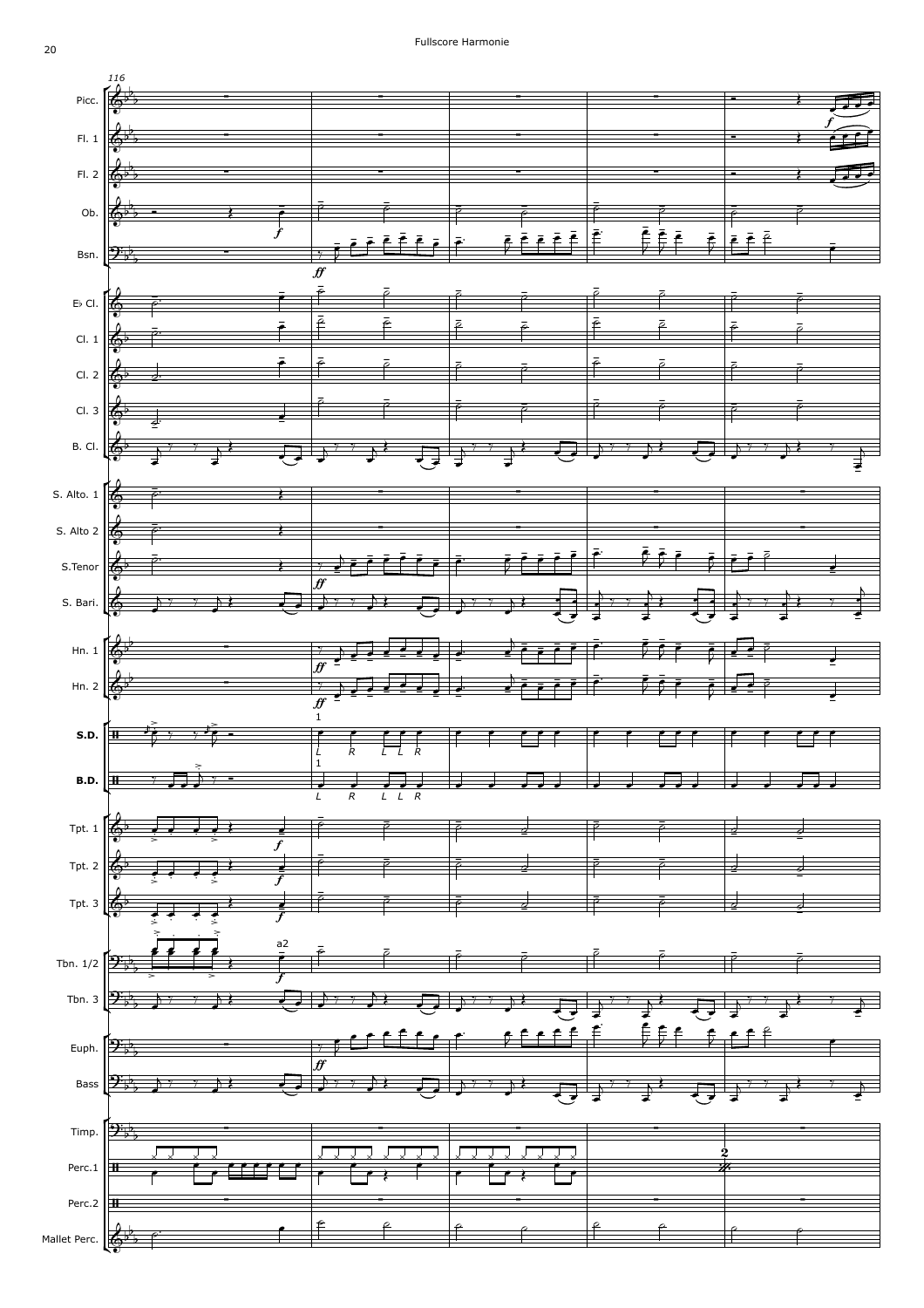116

Picc.

Fl. 1

Fl. 2

Ob.

Bsn.

E♭ Cl.

Cl. 1

Cl. 2

Cl. 3

B. Cl.

S. Alto 1

S. Alto 2

S.Tenor

S. Bari.

Hn. 1

Hn. 2

S.D.

B.D.

Tpt. 1

Tpt. 2

Tpt. 3

Tbn. 1/2

Tbn. 3

Euph.

Bass

Timp.

Perc.1

Perc.2

Mallet Perc.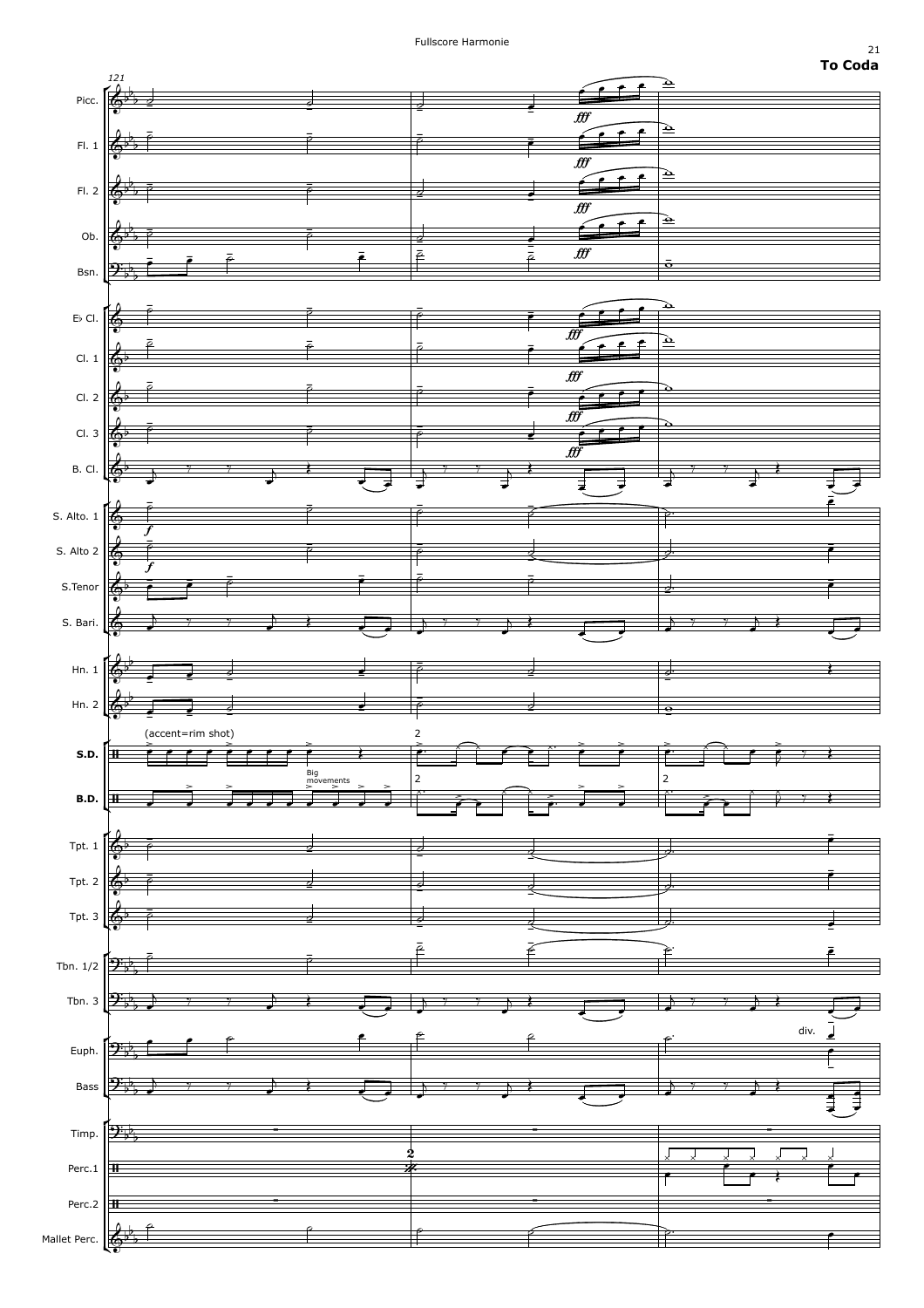**To Coda**

121

Picc.
Fl. 1
Fl. 2
Ob.
Bsn.
E♭ Cl.
Cl. 1
Cl. 2
Cl. 3
B. Cl.
S. Alto. 1
S. Alto 2
S.Tenor
S. Bari.
Hn. 1
Hn. 2
S.D.
B.D.
Tpt. 1
Tpt. 2
Tpt. 3
Tbn. 1/2
Tbn. 3
Euph.
Bass
Timp.
Perc.1
Perc.2
Mallet Perc.

*fff*

*f*

(accent=rim shot)

Big movements

div.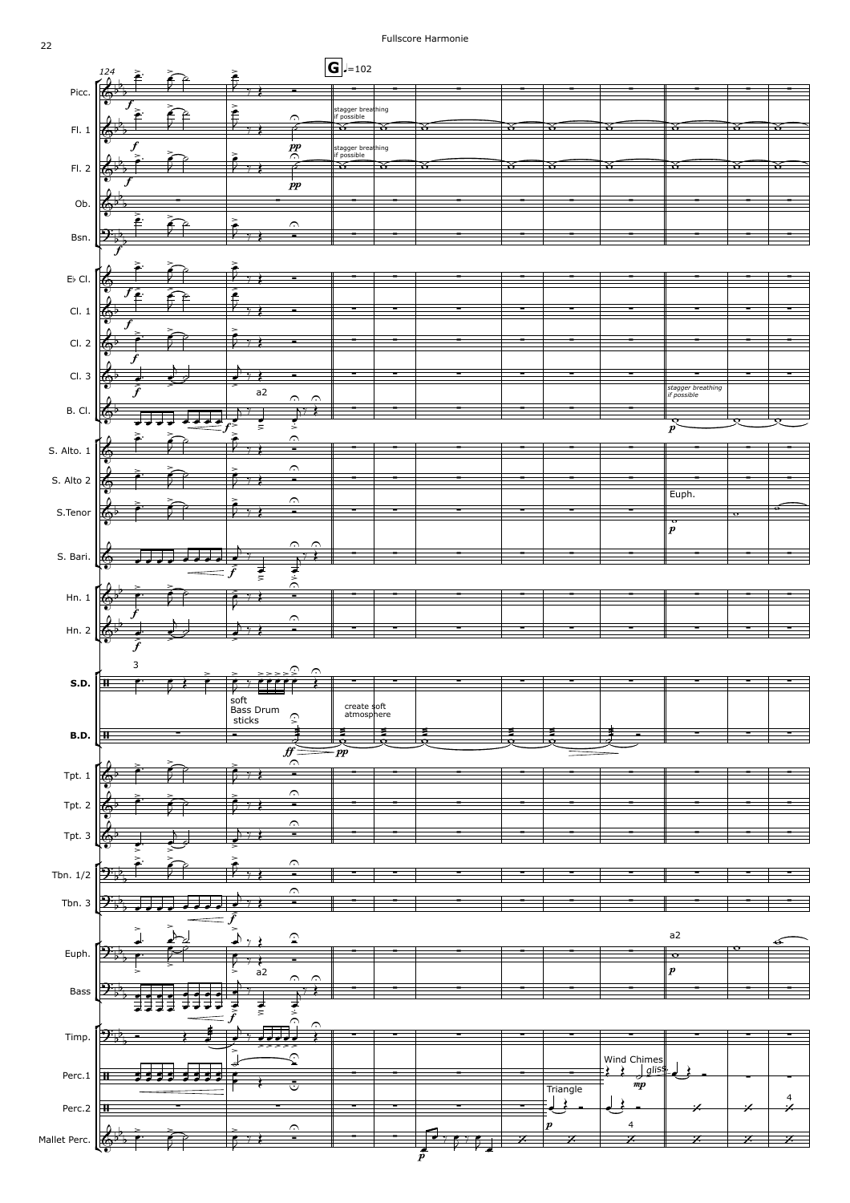**G** ♩=102

Picc.

Fl. 1 — stagger breathing if possible

Fl. 2 — stagger breathing if possible

Ob.

Bsn.

E♭ Cl.

Cl. 1

Cl. 2

Cl. 3 — stagger breathing if possible

B. Cl. — a2

S. Alto. 1

S. Alto 2

S.Tenor — Euph.

S. Bari.

Hn. 1

Hn. 2

S.D.

B.D. — soft Bass Drum sticks — create soft atmosphere

Tpt. 1

Tpt. 2

Tpt. 3

Tbn. 1/2

Tbn. 3

Euph. — a2 — a2

Bass

Timp.

Perc.1 — Wind Chimes — gliss.

Perc.2 — Triangle

Mallet Perc.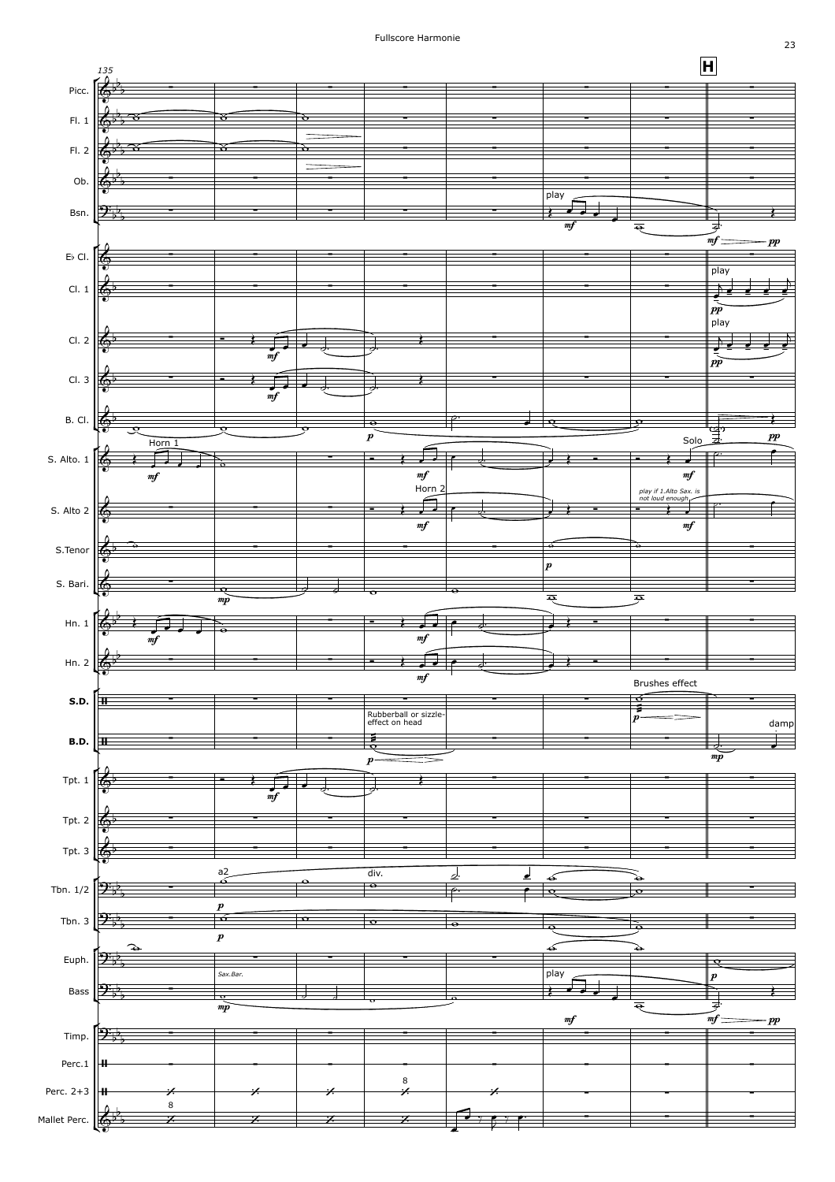135

**H**

Picc.
Fl. 1
Fl. 2
Ob.
Bsn. — play — *mf* — *mf* — *pp*

E♭ Cl.
Cl. 1 — play — *pp*
Cl. 2 — *mf* — play — *pp*
Cl. 3 — *mf*
B. Cl. — *p* — *pp*

S. Alto. 1 — Horn 1 — *mf* — *mf* — Solo — *mf*
S. Alto 2 — Horn 2 — *mf* — *play if 1.Alto Sax. is not loud enough* — *mf*
S.Tenor — *p*
S. Bari. — *mp*

Hn. 1 — *mf* — *mf*
Hn. 2 — *mf*

**S.D.** — Brushes effect — *p*
**B.D.** — Rubberball or sizzle-effect on head — *p* — damp — *mp*

Tpt. 1 — *mf*
Tpt. 2
Tpt. 3

Tbn. 1/2 — a2 — *p* — div.
Tbn. 3 — *p*

Euph. — *p*
Bass — *Sax.Bar.* — *mp* — play — *mf* — *mf* — *pp*

Timp.
Perc.1
Perc. 2+3 — 8
Mallet Perc. — 8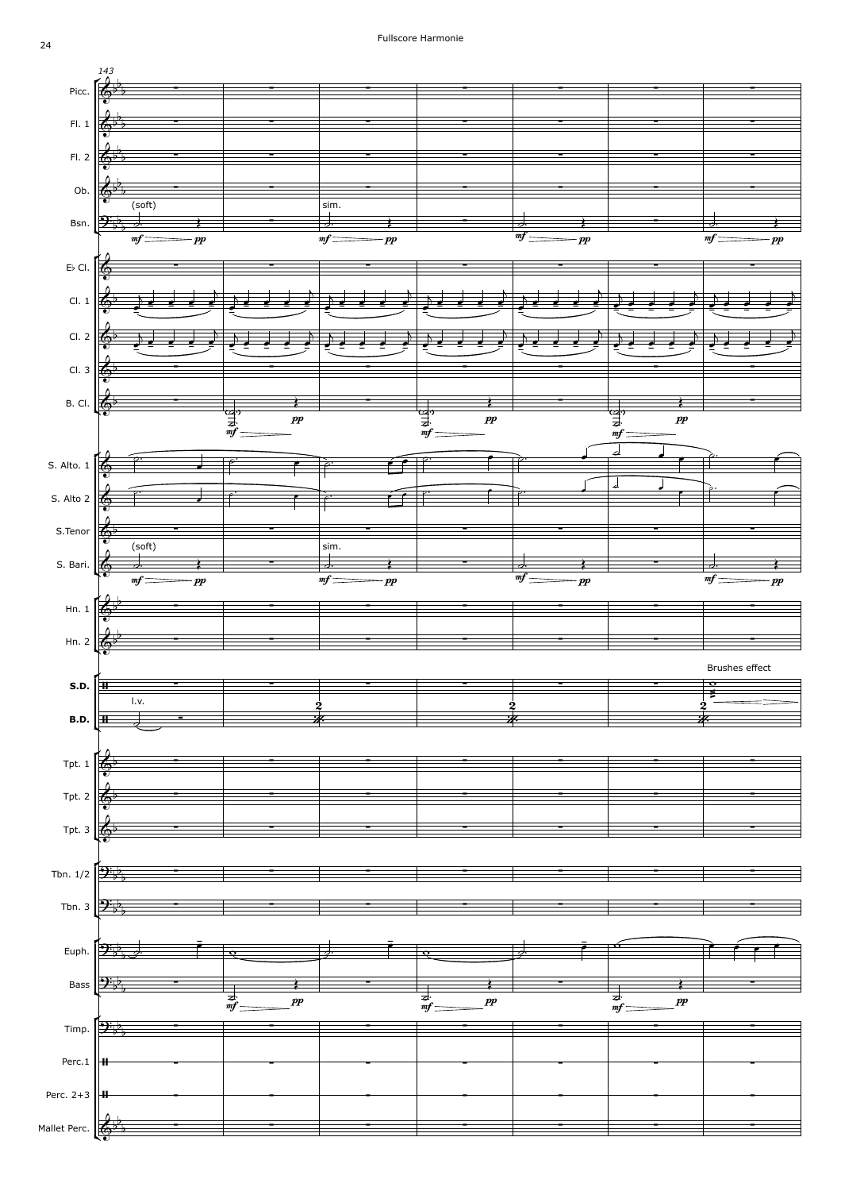143

Picc.
Fl. 1
Fl. 2
Ob.
Bsn. (soft) *mf* — *pp*; sim. *mf* — *pp*

E♭ Cl.
Cl. 1
Cl. 2
Cl. 3
B. Cl. *mf* — *pp*

S. Alto 1
S. Alto 2
S.Tenor
S. Bari. (soft) *mf* — *pp*; sim. *mf* — *pp*

Hn. 1
Hn. 2

S.D. Brushes effect
B.D. l.v. 2 2 2

Tpt. 1
Tpt. 2
Tpt. 3

Tbn. 1/2
Tbn. 3

Euph.
Bass *mf* — *pp*

Timp.
Perc.1
Perc. 2+3
Mallet Perc.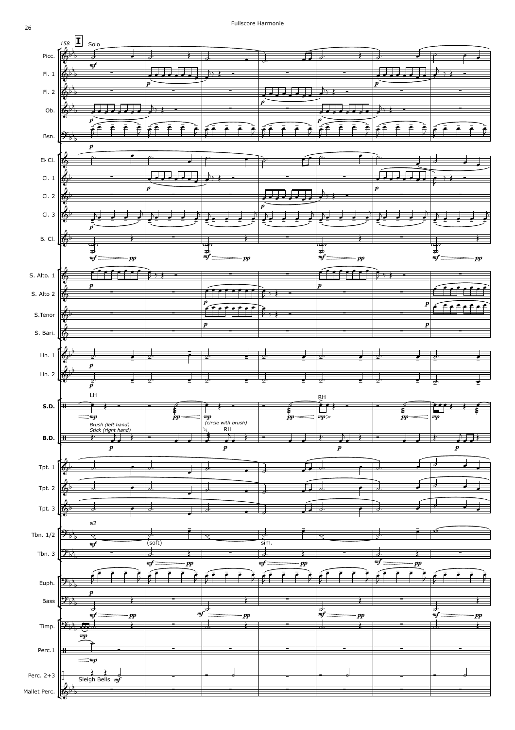158 **I** Solo

Picc.
Fl. 1
Fl. 2
Ob.
Bsn.

E♭ Cl.
Cl. 1
Cl. 2
Cl. 3
B. Cl.

S. Alto. 1
S. Alto 2
S.Tenor
S. Bari.

Hn. 1
Hn. 2

**S.D.** LH — *Brush (left hand)* *Stick (right hand)* — *(circle with brush)* — RH

**B.D.** RH

Tpt. 1
Tpt. 2
Tpt. 3

Tbn. 1/2 a2 — (soft) — sim.
Tbn. 3

Euph.
Bass

Timp.
Perc.1
Perc. 2+3 Sleigh Bells
Mallet Perc.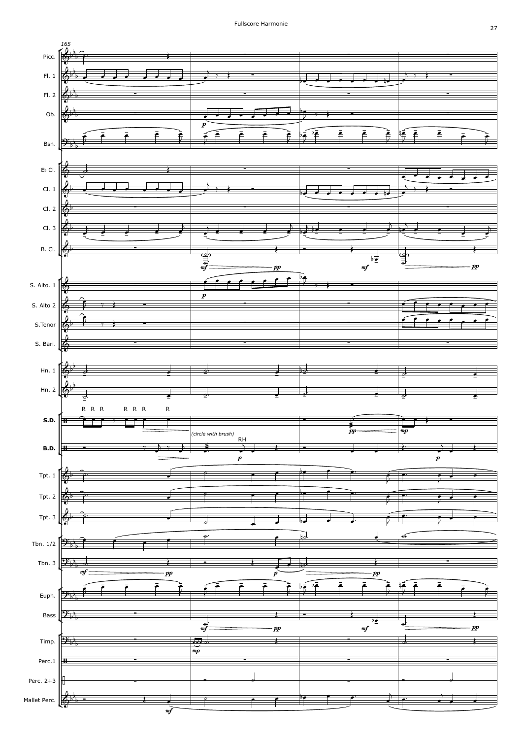165

Picc.
Fl. 1
Fl. 2
Ob.
Bsn.
E♭ Cl.
Cl. 1
Cl. 2
Cl. 3
B. Cl.
S. Alto. 1
S. Alto 2
S.Tenor
S. Bari.
Hn. 1
Hn. 2
S.D.
B.D.
Tpt. 1
Tpt. 2
Tpt. 3
Tbn. 1/2
Tbn. 3
Euph.
Bass
Timp.
Perc.1
Perc. 2+3
Mallet Perc.

R R R R R R R

(circle with brush)

RH

*p* *mf* *pp* *mp*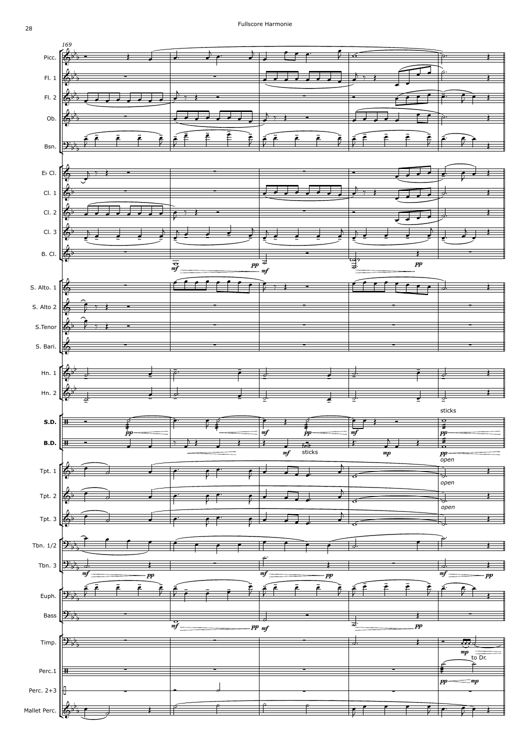169

Picc.

Fl. 1

Fl. 2

Ob.

Bsn.

E♭ Cl.

Cl. 1

Cl. 2

Cl. 3

B. Cl.

S. Alto. 1

S. Alto 2

S.Tenor

S. Bari.

Hn. 1

Hn. 2

S.D.

B.D.

Tpt. 1

Tpt. 2

Tpt. 3

Tbn. 1/2

Tbn. 3

Euph.

Bass

Timp.

Perc.1

Perc. 2+3

Mallet Perc.

*mf* *pp* *mf* *pp*

*pp* *mf* *pp* *mf*

*mf* *mp* *pp*

felt sticks

sticks

*open*

*open*

*open*

*mp*

to Dr.

*pp* *mp*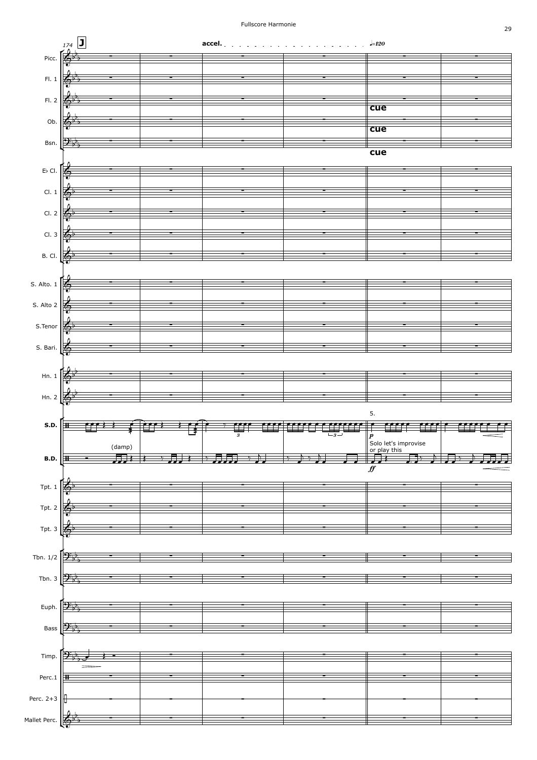174 **J** accel. ♩=120

Picc.

Fl. 1

Fl. 2 — cue

Ob. — cue

Bsn. — cue

E♭ Cl.

Cl. 1

Cl. 2

Cl. 3

B. Cl.

S. Alto 1

S. Alto 2

S.Tenor

S. Bari.

Hn. 1

Hn. 2

S.D. — (damp) — 5. — *p* — Solo let's improvise or play this

B.D. — *ff*

Tpt. 1

Tpt. 2

Tpt. 3

Tbn. 1/2

Tbn. 3

Euph.

Bass

Timp.

Perc.1

Perc. 2+3

Mallet Perc.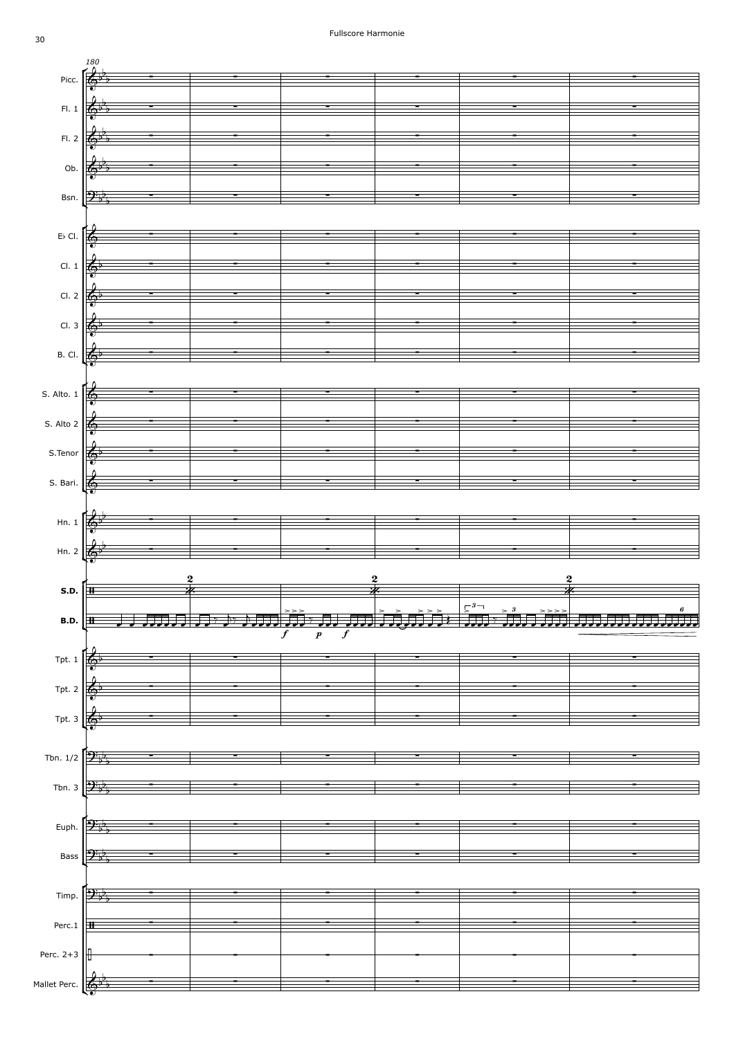180

Picc.
Fl. 1
Fl. 2
Ob.
Bsn.
E♭ Cl.
Cl. 1
Cl. 2
Cl. 3
B. Cl.
S. Alto. 1
S. Alto 2
S.Tenor
S. Bari.
Hn. 1
Hn. 2
**S.D.**
**B.D.**
Tpt. 1
Tpt. 2
Tpt. 3
Tbn. 1/2
Tbn. 3
Euph.
Bass
Timp.
Perc.1
Perc. 2+3
Mallet Perc.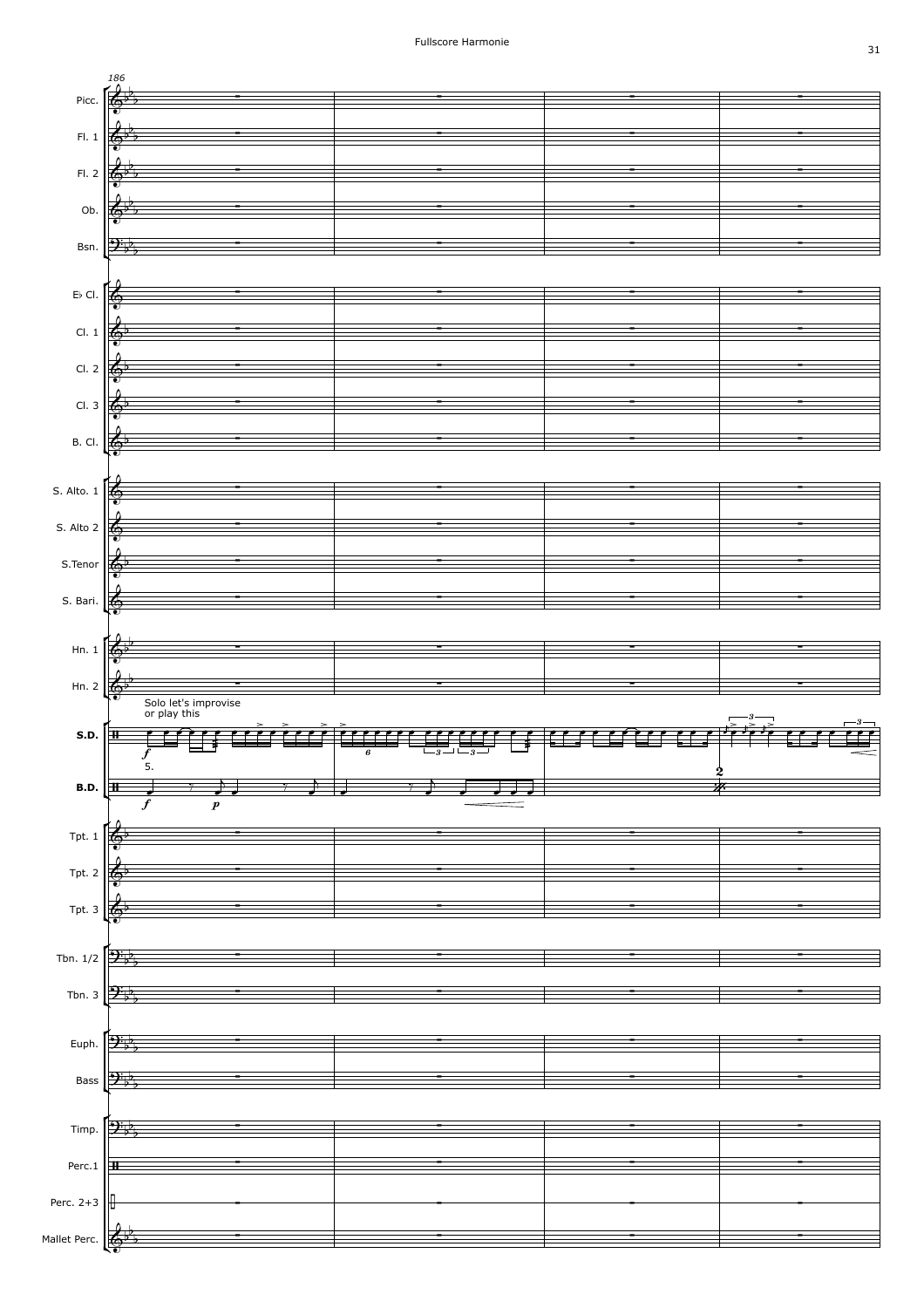186

Picc.

Fl. 1

Fl. 2

Ob.

Bsn.

E♭ Cl.

Cl. 1

Cl. 2

Cl. 3

B. Cl.

S. Alto. 1

S. Alto 2

S.Tenor

S. Bari.

Hn. 1

Hn. 2

Solo let's improvise
or play this

**S.D.**

5.

**B.D.**

Tpt. 1

Tpt. 2

Tpt. 3

Tbn. 1/2

Tbn. 3

Euph.

Bass

Timp.

Perc.1

Perc. 2+3

Mallet Perc.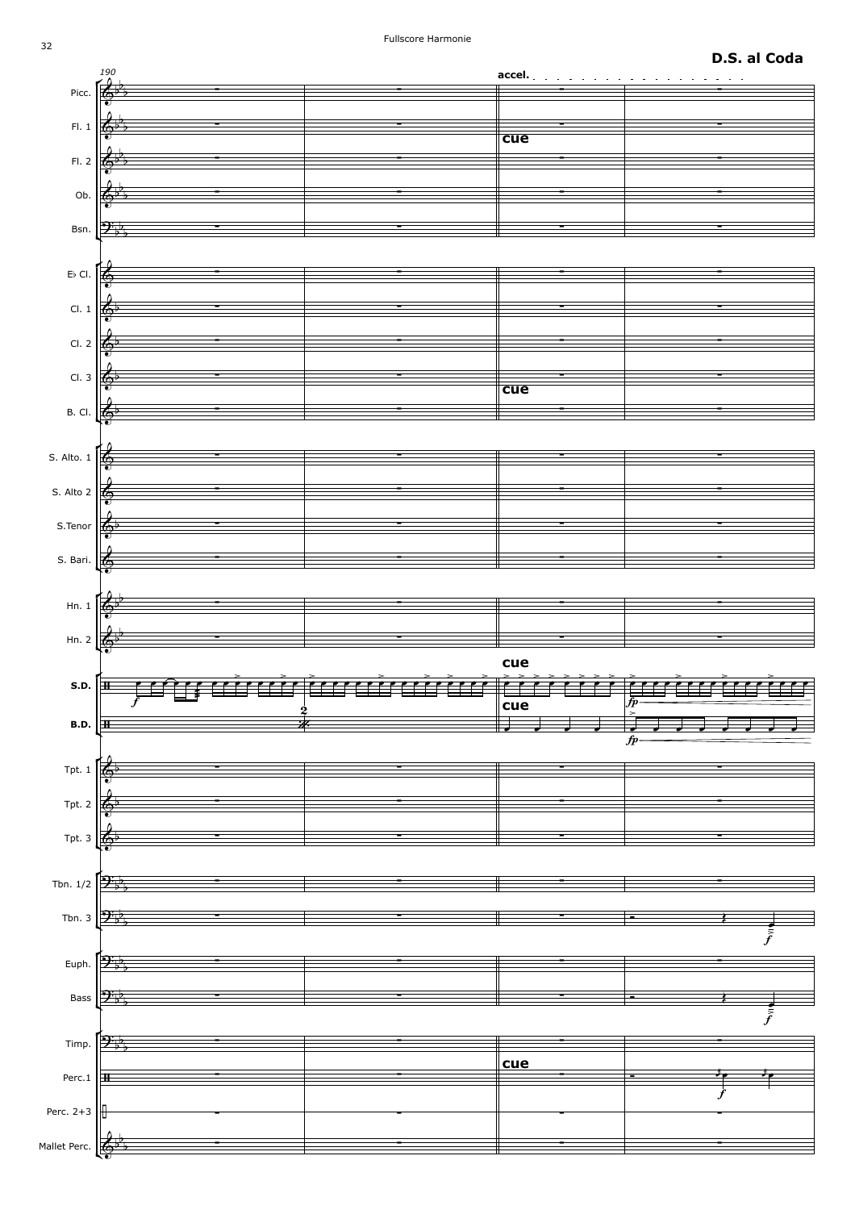**D.S. al Coda**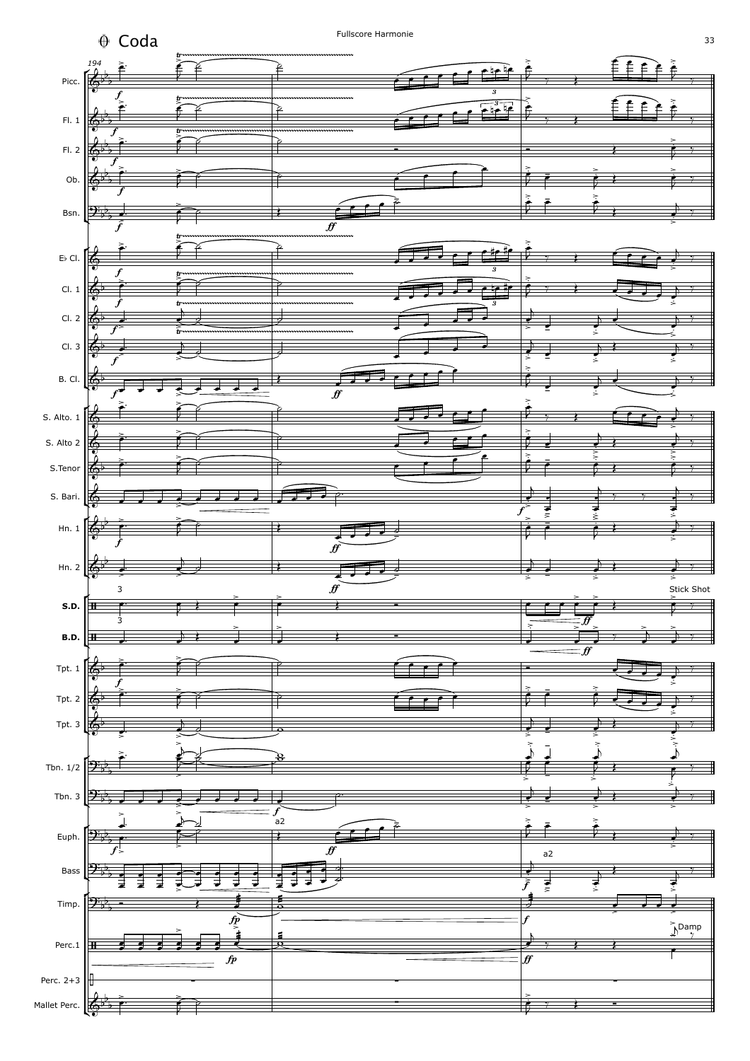# Coda

Fullscore Harmonie

194

Picc.

Fl. 1

Fl. 2

Ob.

Bsn.

E♭ Cl.

Cl. 1

Cl. 2

Cl. 3

B. Cl.

S. Alto. 1

S. Alto 2

S.Tenor

S. Bari.

Hn. 1

Hn. 2

S.D.

B.D.

Tpt. 1

Tpt. 2

Tpt. 3

Tbn. 1/2

Tbn. 3

Euph.

Bass

Timp.

Perc.1

Perc. 2+3

Mallet Perc.

Stick Shot

a2

a2

Damp